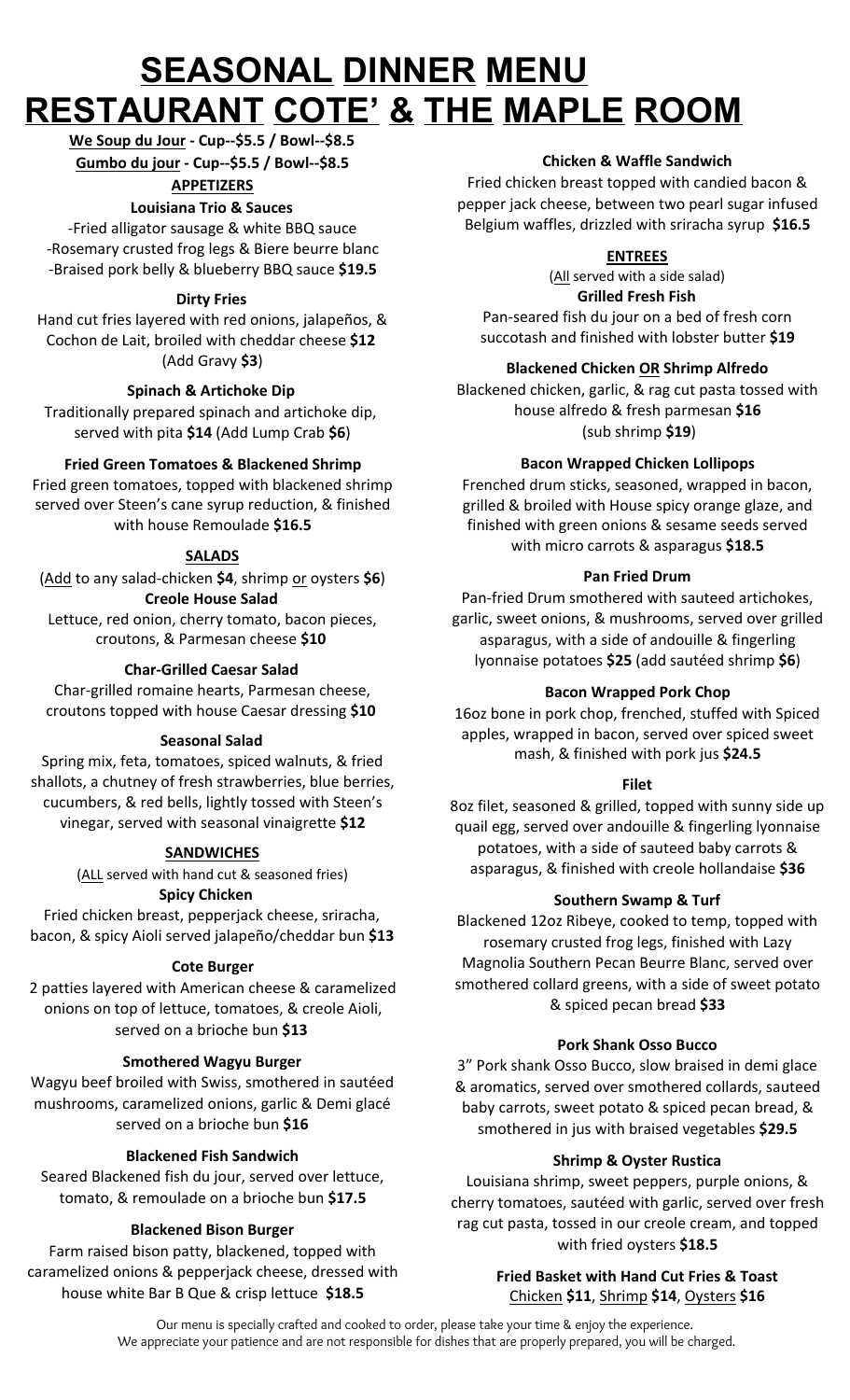# SEASONAL DINNER MENU
# RESTAURANT COTE' & THE MAPLE ROOM

**We Soup du Jour - Cup--$5.5 / Bowl--$8.5**

**Gumbo du jour - Cup--$5.5 / Bowl--$8.5**

## APPETIZERS

### Louisiana Trio & Sauces

-Fried alligator sausage & white BBQ sauce
-Rosemary crusted frog legs & Biere beurre blanc
-Braised pork belly & blueberry BBQ sauce **$19.5**

### Dirty Fries

Hand cut fries layered with red onions, jalapeños, & Cochon de Lait, broiled with cheddar cheese **$12** (Add Gravy **$3**)

### Spinach & Artichoke Dip

Traditionally prepared spinach and artichoke dip, served with pita **$14** (Add Lump Crab **$6**)

### Fried Green Tomatoes & Blackened Shrimp

Fried green tomatoes, topped with blackened shrimp served over Steen's cane syrup reduction, & finished with house Remoulade **$16.5**

## SALADS

(Add to any salad-chicken **$4**, shrimp or oysters **$6**)

### Creole House Salad

Lettuce, red onion, cherry tomato, bacon pieces, croutons, & Parmesan cheese **$10**

### Char-Grilled Caesar Salad

Char-grilled romaine hearts, Parmesan cheese, croutons topped with house Caesar dressing **$10**

### Seasonal Salad

Spring mix, feta, tomatoes, spiced walnuts, & fried shallots, a chutney of fresh strawberries, blue berries, cucumbers, & red bells, lightly tossed with Steen's vinegar, served with seasonal vinaigrette **$12**

## SANDWICHES

(ALL served with hand cut & seasoned fries)

### Spicy Chicken

Fried chicken breast, pepperjack cheese, sriracha, bacon, & spicy Aioli served jalapeño/cheddar bun **$13**

### Cote Burger

2 patties layered with American cheese & caramelized onions on top of lettuce, tomatoes, & creole Aioli, served on a brioche bun **$13**

### Smothered Wagyu Burger

Wagyu beef broiled with Swiss, smothered in sautéed mushrooms, caramelized onions, garlic & Demi glacé served on a brioche bun **$16**

### Blackened Fish Sandwich

Seared Blackened fish du jour, served over lettuce, tomato, & remoulade on a brioche bun **$17.5**

### Blackened Bison Burger

Farm raised bison patty, blackened, topped with caramelized onions & pepperjack cheese, dressed with house white Bar B Que & crisp lettuce **$18.5**

### Chicken & Waffle Sandwich

Fried chicken breast topped with candied bacon & pepper jack cheese, between two pearl sugar infused Belgium waffles, drizzled with sriracha syrup **$16.5**

## ENTREES

(All served with a side salad)

### Grilled Fresh Fish

Pan-seared fish du jour on a bed of fresh corn succotash and finished with lobster butter **$19**

### Blackened Chicken OR Shrimp Alfredo

Blackened chicken, garlic, & rag cut pasta tossed with house alfredo & fresh parmesan **$16** (sub shrimp **$19**)

### Bacon Wrapped Chicken Lollipops

Frenched drum sticks, seasoned, wrapped in bacon, grilled & broiled with House spicy orange glaze, and finished with green onions & sesame seeds served with micro carrots & asparagus **$18.5**

### Pan Fried Drum

Pan-fried Drum smothered with sauteed artichokes, garlic, sweet onions, & mushrooms, served over grilled asparagus, with a side of andouille & fingerling lyonnaise potatoes **$25** (add sautéed shrimp **$6**)

### Bacon Wrapped Pork Chop

16oz bone in pork chop, frenched, stuffed with Spiced apples, wrapped in bacon, served over spiced sweet mash, & finished with pork jus **$24.5**

### Filet

8oz filet, seasoned & grilled, topped with sunny side up quail egg, served over andouille & fingerling lyonnaise potatoes, with a side of sauteed baby carrots & asparagus, & finished with creole hollandaise **$36**

### Southern Swamp & Turf

Blackened 12oz Ribeye, cooked to temp, topped with rosemary crusted frog legs, finished with Lazy Magnolia Southern Pecan Beurre Blanc, served over smothered collard greens, with a side of sweet potato & spiced pecan bread **$33**

### Pork Shank Osso Bucco

3" Pork shank Osso Bucco, slow braised in demi glace & aromatics, served over smothered collards, sauteed baby carrots, sweet potato & spiced pecan bread, & smothered in jus with braised vegetables **$29.5**

### Shrimp & Oyster Rustica

Louisiana shrimp, sweet peppers, purple onions, & cherry tomatoes, sautéed with garlic, served over fresh rag cut pasta, tossed in our creole cream, and topped with fried oysters **$18.5**

### Fried Basket with Hand Cut Fries & Toast

Chicken **$11**, Shrimp **$14**, Oysters **$16**

Our menu is specially crafted and cooked to order, please take your time & enjoy the experience.
We appreciate your patience and are not responsible for dishes that are properly prepared, you will be charged.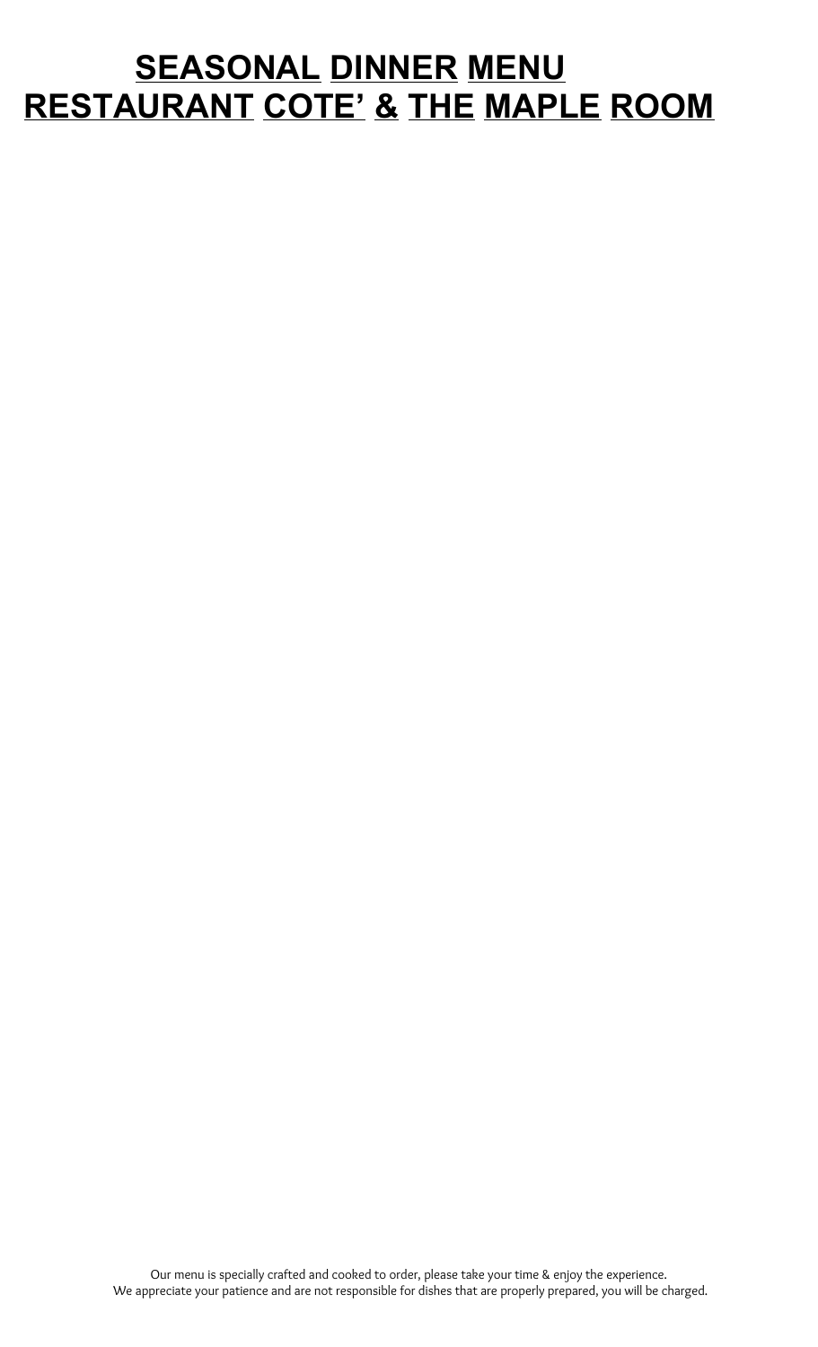# SEASONAL DINNER MENU
# RESTAURANT COTE' & THE MAPLE ROOM

Our menu is specially crafted and cooked to order, please take your time & enjoy the experience.
We appreciate your patience and are not responsible for dishes that are properly prepared, you will be charged.